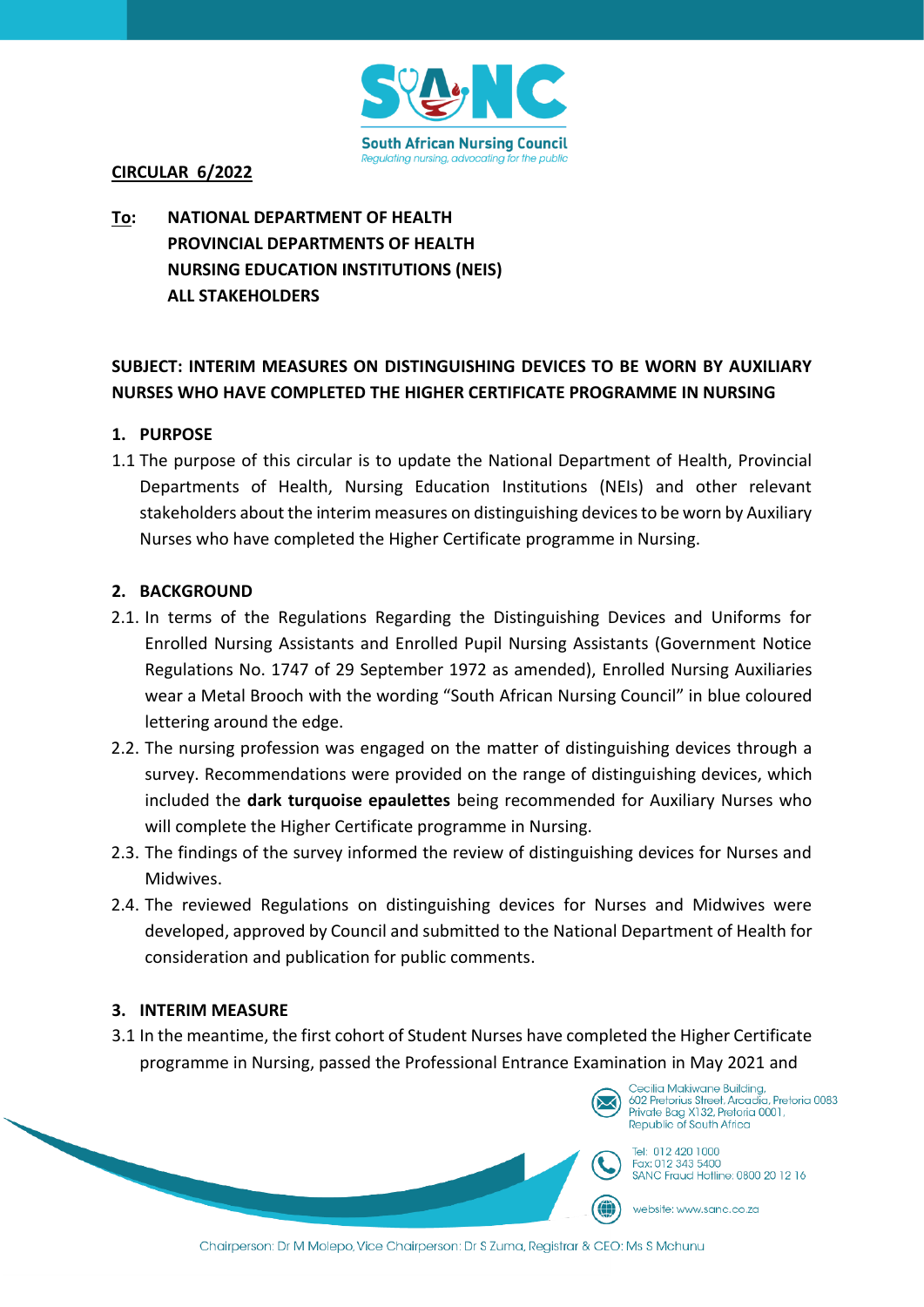South African Nursing Council
*Regulating nursing, advocating for the public*

**CIRCULAR 6/2022**

**To: NATIONAL DEPARTMENT OF HEALTH**
**PROVINCIAL DEPARTMENTS OF HEALTH**
**NURSING EDUCATION INSTITUTIONS (NEIS)**
**ALL STAKEHOLDERS**

**SUBJECT: INTERIM MEASURES ON DISTINGUISHING DEVICES TO BE WORN BY AUXILIARY NURSES WHO HAVE COMPLETED THE HIGHER CERTIFICATE PROGRAMME IN NURSING**

## 1. PURPOSE

1.1 The purpose of this circular is to update the National Department of Health, Provincial Departments of Health, Nursing Education Institutions (NEIs) and other relevant stakeholders about the interim measures on distinguishing devices to be worn by Auxiliary Nurses who have completed the Higher Certificate programme in Nursing.

## 2. BACKGROUND

2.1. In terms of the Regulations Regarding the Distinguishing Devices and Uniforms for Enrolled Nursing Assistants and Enrolled Pupil Nursing Assistants (Government Notice Regulations No. 1747 of 29 September 1972 as amended), Enrolled Nursing Auxiliaries wear a Metal Brooch with the wording "South African Nursing Council" in blue coloured lettering around the edge.

2.2. The nursing profession was engaged on the matter of distinguishing devices through a survey. Recommendations were provided on the range of distinguishing devices, which included the **dark turquoise epaulettes** being recommended for Auxiliary Nurses who will complete the Higher Certificate programme in Nursing.

2.3. The findings of the survey informed the review of distinguishing devices for Nurses and Midwives.

2.4. The reviewed Regulations on distinguishing devices for Nurses and Midwives were developed, approved by Council and submitted to the National Department of Health for consideration and publication for public comments.

## 3. INTERIM MEASURE

3.1 In the meantime, the first cohort of Student Nurses have completed the Higher Certificate programme in Nursing, passed the Professional Entrance Examination in May 2021 and

Cecilia Makiwane Building, 602 Pretorius Street, Arcadia, Pretoria 0083
Private Bag X132, Pretoria 0001, Republic of South Africa

Tel: 012 420 1000
Fax: 012 343 5400
SANC Fraud Hotline: 0800 20 12 16

website: www.sanc.co.za

Chairperson: Dr M Molepo, Vice Chairperson: Dr S Zuma, Registrar & CEO: Ms S Mchunu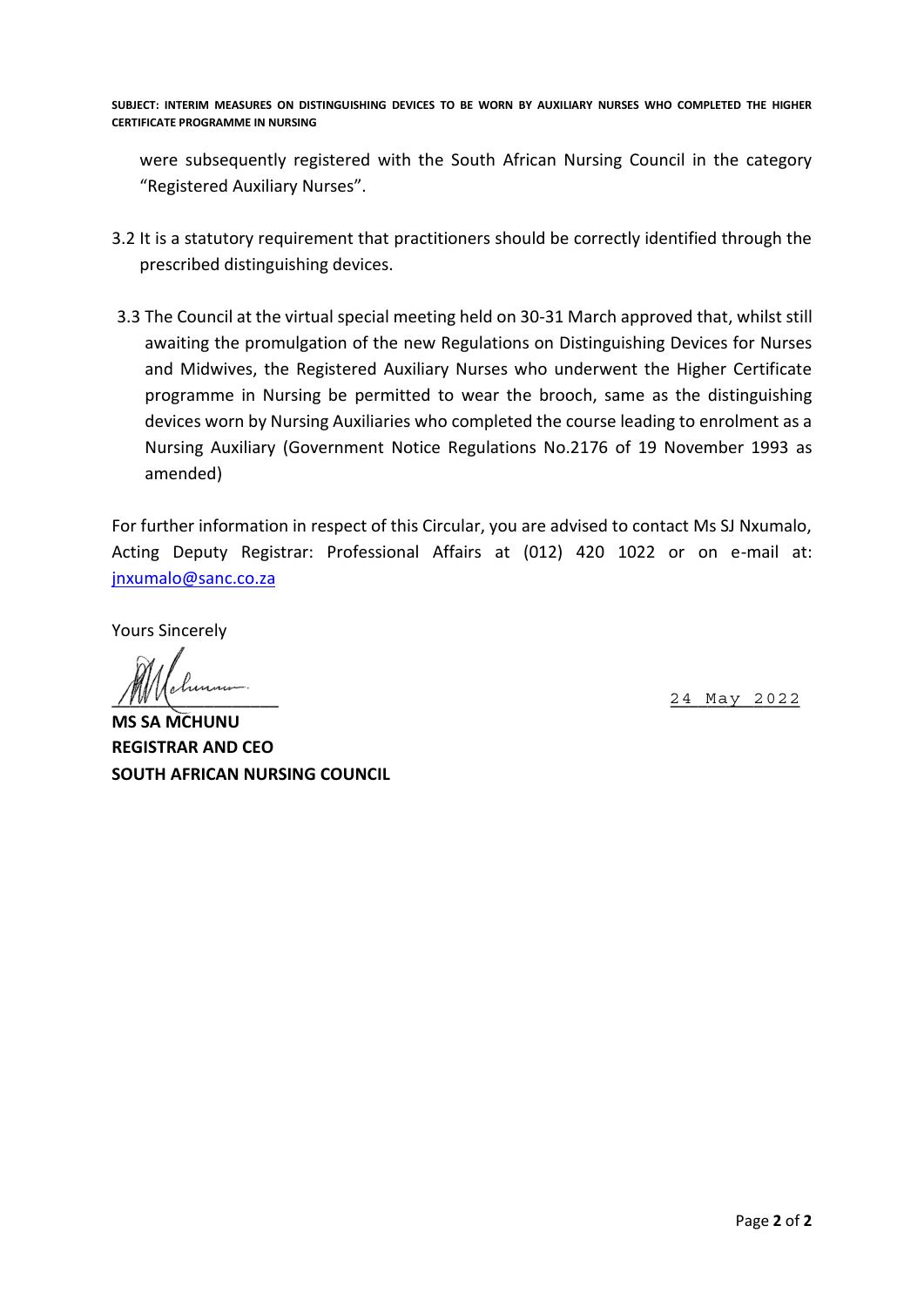were subsequently registered with the South African Nursing Council in the category "Registered Auxiliary Nurses".

3.2 It is a statutory requirement that practitioners should be correctly identified through the prescribed distinguishing devices.

3.3 The Council at the virtual special meeting held on 30-31 March approved that, whilst still awaiting the promulgation of the new Regulations on Distinguishing Devices for Nurses and Midwives, the Registered Auxiliary Nurses who underwent the Higher Certificate programme in Nursing be permitted to wear the brooch, same as the distinguishing devices worn by Nursing Auxiliaries who completed the course leading to enrolment as a Nursing Auxiliary (Government Notice Regulations No.2176 of 19 November 1993 as amended)

For further information in respect of this Circular, you are advised to contact Ms SJ Nxumalo, Acting Deputy Registrar: Professional Affairs at (012) 420 1022 or on e-mail at: jnxumalo@sanc.co.za

Yours Sincerely

24 May 2022

**MS SA MCHUNU**
**REGISTRAR AND CEO**
**SOUTH AFRICAN NURSING COUNCIL**